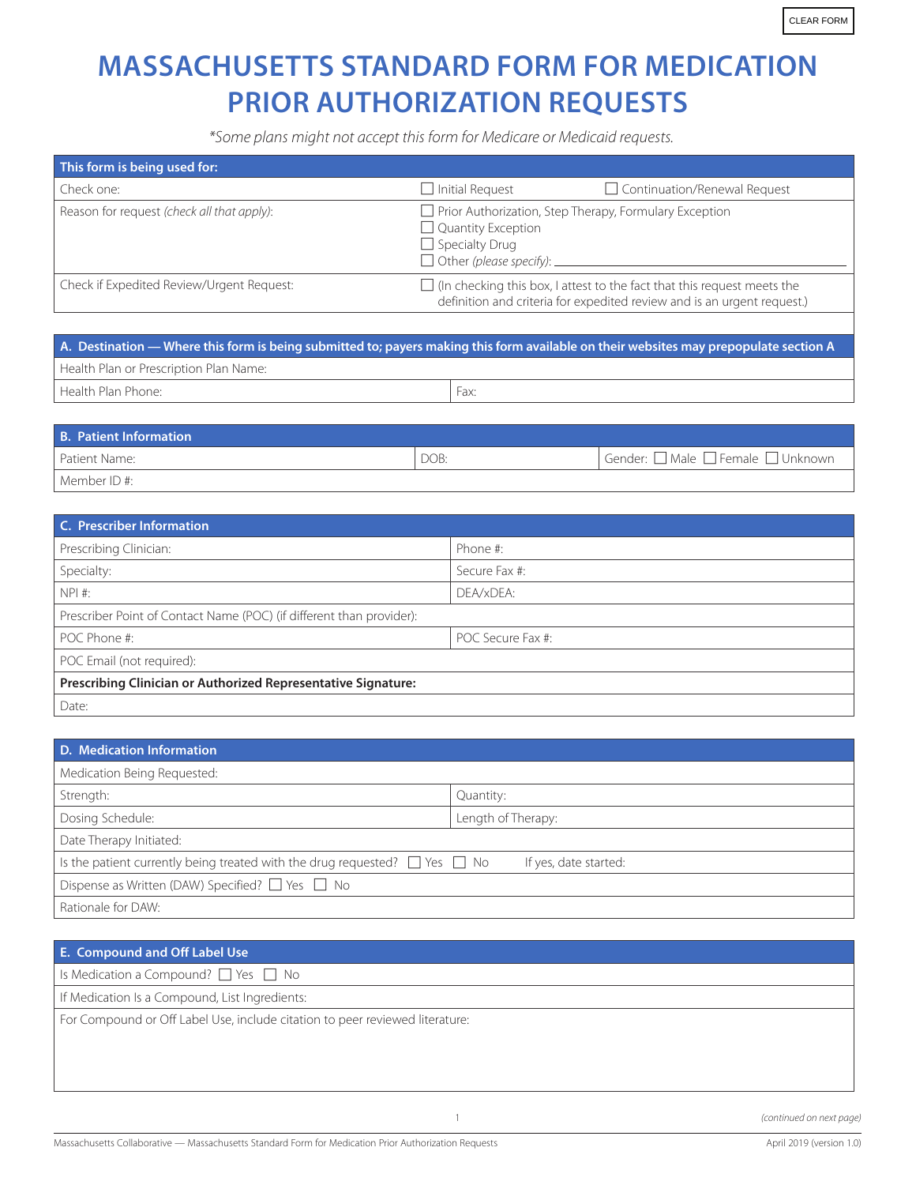# MASSACHUSETTS STANDARD FORM FOR MEDICATION PRIOR AUTHORIZATION REQUESTS

*\*Some plans might not accept this form for Medicare or Medicaid requests.*

| This form is being used for: | | |
|---|---|---|
| Check one: | ☐ Initial Request | ☐ Continuation/Renewal Request |
| Reason for request *(check all that apply)*: | ☐ Prior Authorization, Step Therapy, Formulary Exception<br>☐ Quantity Exception<br>☐ Specialty Drug<br>☐ Other *(please specify)*: | |
| Check if Expedited Review/Urgent Request: | ☐ (In checking this box, I attest to the fact that this request meets the definition and criteria for expedited review and is an urgent request.) | |

| A. Destination — Where this form is being submitted to; payers making this form available on their websites may prepopulate section A | |
|---|---|
| Health Plan or Prescription Plan Name: | |
| Health Plan Phone: | Fax: |

| B. Patient Information | | |
|---|---|---|
| Patient Name: | DOB: | Gender: ☐ Male ☐ Female ☐ Unknown |
| Member ID #: | | |

| C. Prescriber Information | |
|---|---|
| Prescribing Clinician: | Phone #: |
| Specialty: | Secure Fax #: |
| NPI #: | DEA/xDEA: |
| Prescriber Point of Contact Name (POC) (if different than provider): | |
| POC Phone #: | POC Secure Fax #: |
| POC Email (not required): | |
| **Prescribing Clinician or Authorized Representative Signature:** | |
| Date: | |

| D. Medication Information | |
|---|---|
| Medication Being Requested: | |
| Strength: | Quantity: |
| Dosing Schedule: | Length of Therapy: |
| Date Therapy Initiated: | |
| Is the patient currently being treated with the drug requested? ☐ Yes ☐ No If yes, date started: | |
| Dispense as Written (DAW) Specified? ☐ Yes ☐ No | |
| Rationale for DAW: | |

| E. Compound and Off Label Use |
|---|
| Is Medication a Compound? ☐ Yes ☐ No |
| If Medication Is a Compound, List Ingredients: |
| For Compound or Off Label Use, include citation to peer reviewed literature: |

*(continued on next page)*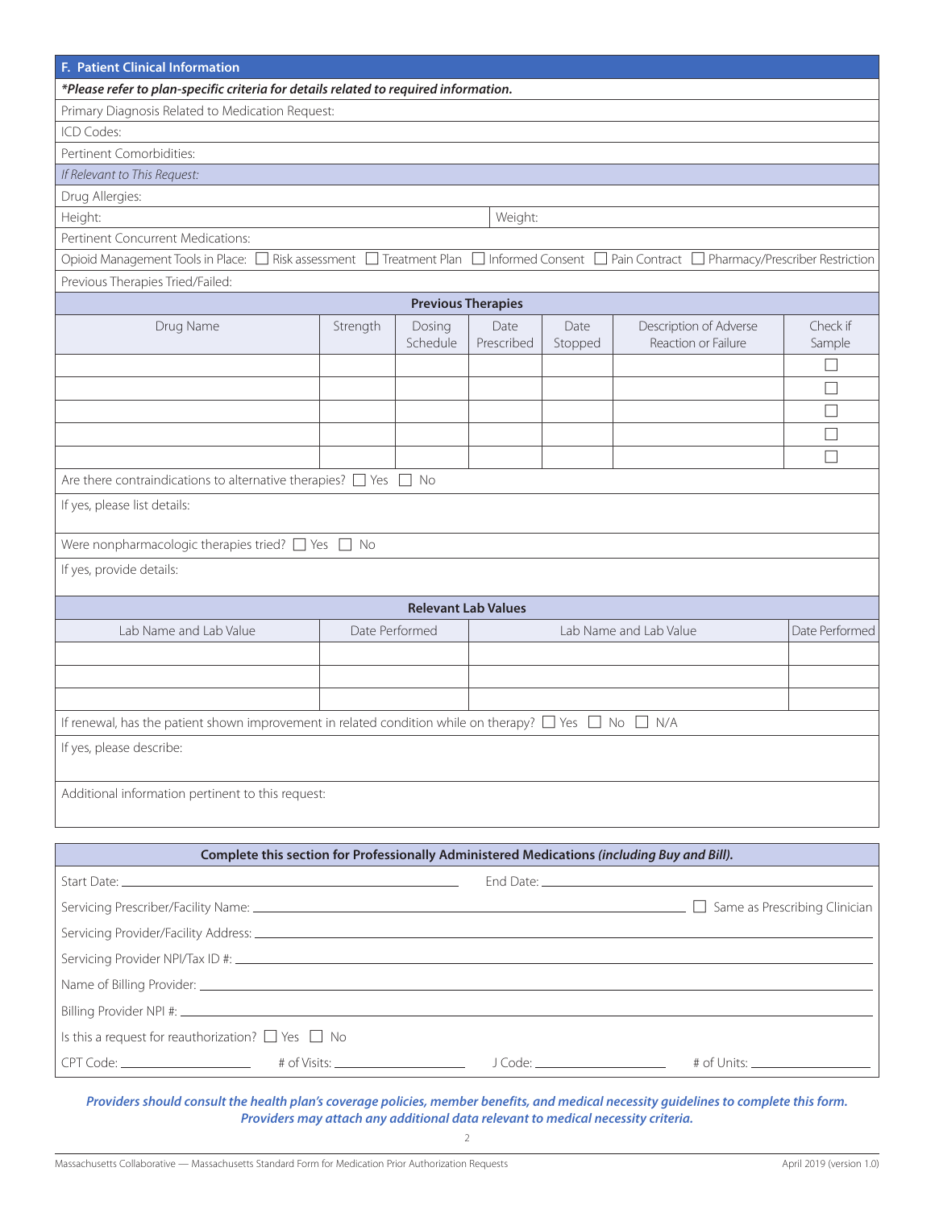## F. Patient Clinical Information

***Please refer to plan-specific criteria for details related to required information.**

Primary Diagnosis Related to Medication Request:

ICD Codes:

Pertinent Comorbidities:

*If Relevant to This Request:*

Drug Allergies:

Height: Weight:

Pertinent Concurrent Medications:

Opioid Management Tools in Place: ☐ Risk assessment ☐ Treatment Plan ☐ Informed Consent ☐ Pain Contract ☐ Pharmacy/Prescriber Restriction

Previous Therapies Tried/Failed:

**Previous Therapies**

| Drug Name | Strength | Dosing Schedule | Date Prescribed | Date Stopped | Description of Adverse Reaction or Failure | Check if Sample |
|---|---|---|---|---|---|---|
| | | | | | | ☐ |
| | | | | | | ☐ |
| | | | | | | ☐ |
| | | | | | | ☐ |
| | | | | | | ☐ |

Are there contraindications to alternative therapies? ☐ Yes ☐ No

If yes, please list details:

Were nonpharmacologic therapies tried? ☐ Yes ☐ No

If yes, provide details:

**Relevant Lab Values**

| Lab Name and Lab Value | Date Performed | Lab Name and Lab Value | Date Performed |
|---|---|---|---|
| | | | |
| | | | |
| | | | |

If renewal, has the patient shown improvement in related condition while on therapy? ☐ Yes ☐ No ☐ N/A

If yes, please describe:

Additional information pertinent to this request:

**Complete this section for Professionally Administered Medications *(including Buy and Bill)*.**

Start Date: ______________________ End Date: ______________________

Servicing Prescriber/Facility Name: ______________________ ☐ Same as Prescribing Clinician

Servicing Provider/Facility Address: ______________________

Servicing Provider NPI/Tax ID #: ______________________

Name of Billing Provider: ______________________

Billing Provider NPI #: ______________________

Is this a request for reauthorization? ☐ Yes ☐ No

CPT Code: ____________ # of Visits: ____________ J Code: ____________ # of Units: ____________

***Providers should consult the health plan's coverage policies, member benefits, and medical necessity guidelines to complete this form. Providers may attach any additional data relevant to medical necessity criteria.***

Massachusetts Collaborative — Massachusetts Standard Form for Medication Prior Authorization Requests April 2019 (version 1.0)